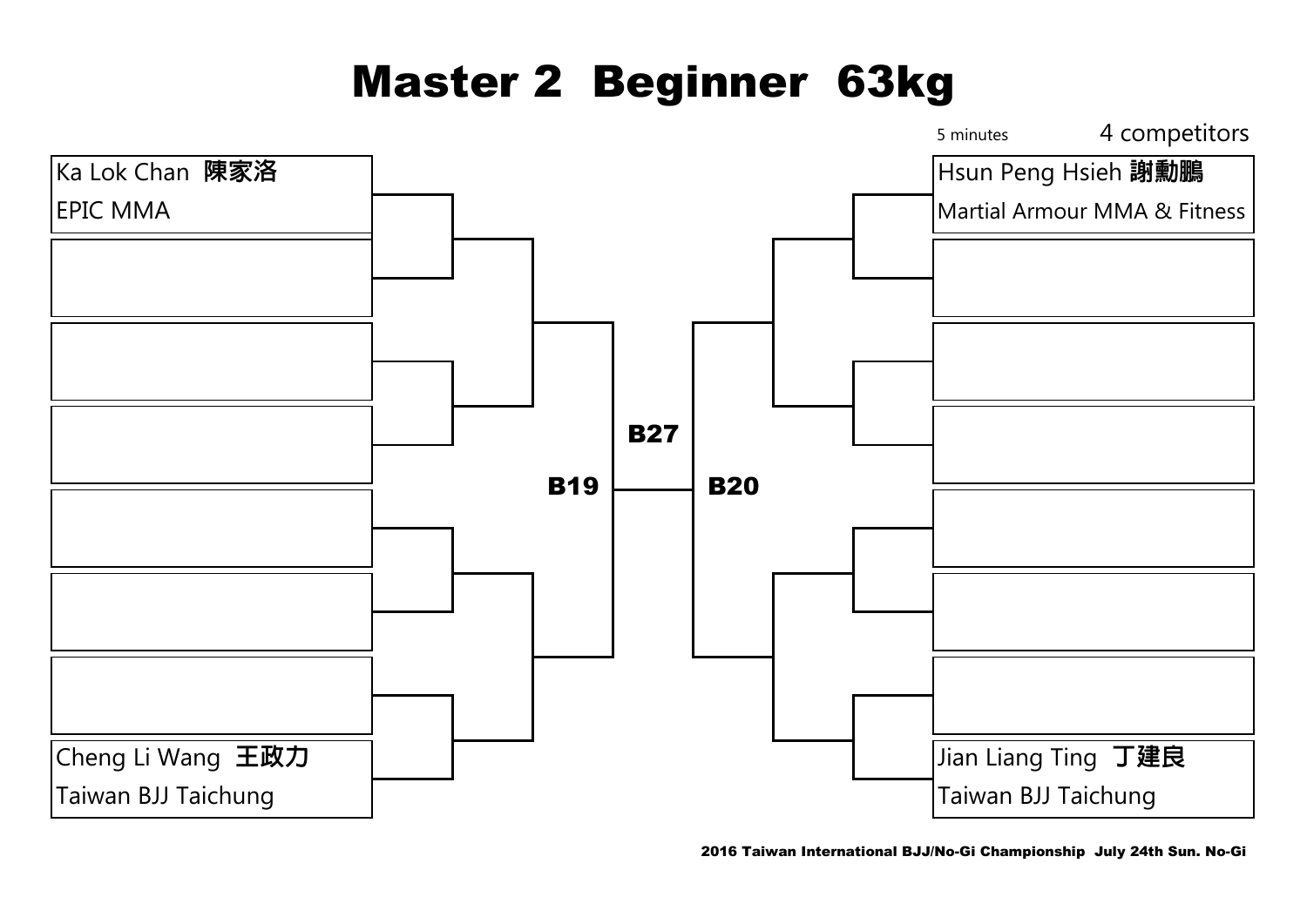# Master 2 Beginner 63kg

5 minutes

4 competitors

Ka Lok Chan **陳家洛**
EPIC MMA

Cheng Li Wang **王政力**
Taiwan BJJ Taichung

Hsun Peng Hsieh **謝勳鵬**
Martial Armour MMA & Fitness

Jian Liang Ting **丁建良**
Taiwan BJJ Taichung

**B19**

**B27**

**B20**

2016 Taiwan International BJJ/No-Gi Championship July 24th Sun. No-Gi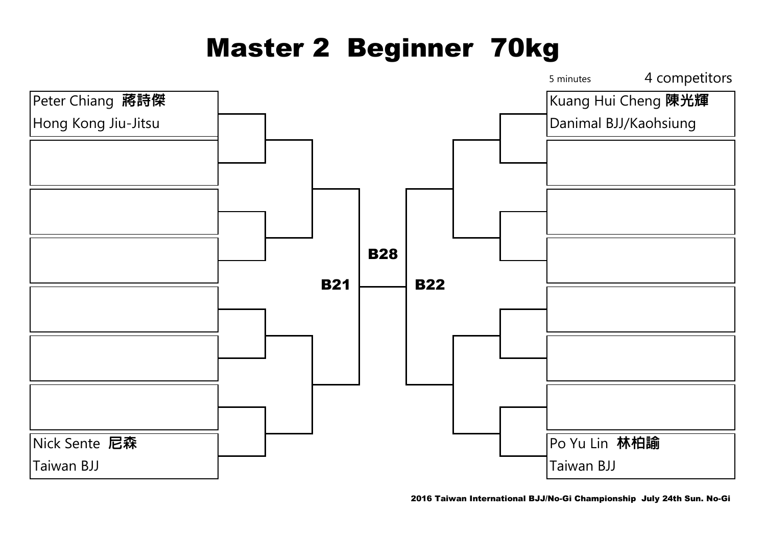# Master 2 Beginner 70kg

5 minutes

4 competitors

Peter Chiang **蔣詩傑**
Hong Kong Jiu-Jitsu

Nick Sente **尼森**
Taiwan BJJ

Kuang Hui Cheng **陳光輝**
Danimal BJJ/Kaohsiung

Po Yu Lin **林柏諭**
Taiwan BJJ

**B21**

**B28**

**B22**

**2016 Taiwan International BJJ/No-Gi Championship July 24th Sun. No-Gi**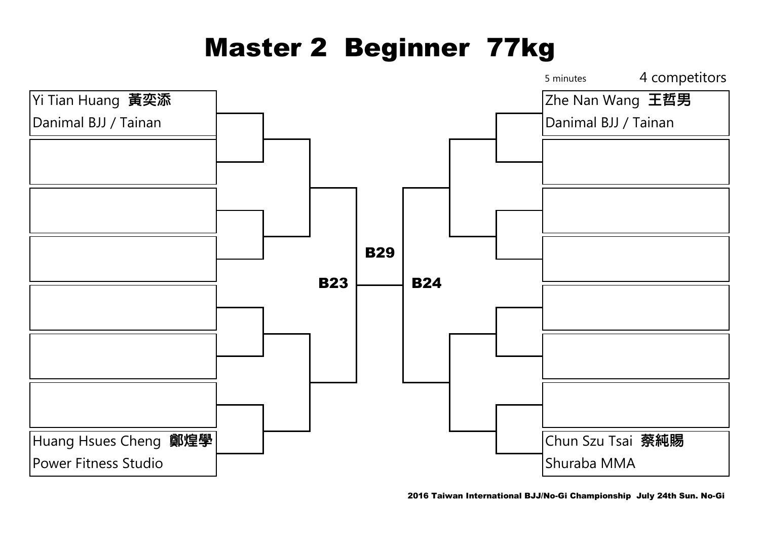# Master 2 Beginner 77kg

5 minutes

4 competitors

Yi Tian Huang 黃奕添
Danimal BJJ / Tainan

Huang Hsues Cheng 鄭煌學
Power Fitness Studio

B23

B29

B24

Zhe Nan Wang 王哲男
Danimal BJJ / Tainan

Chun Szu Tsai 蔡純賜
Shuraba MMA

2016 Taiwan International BJJ/No-Gi Championship July 24th Sun. No-Gi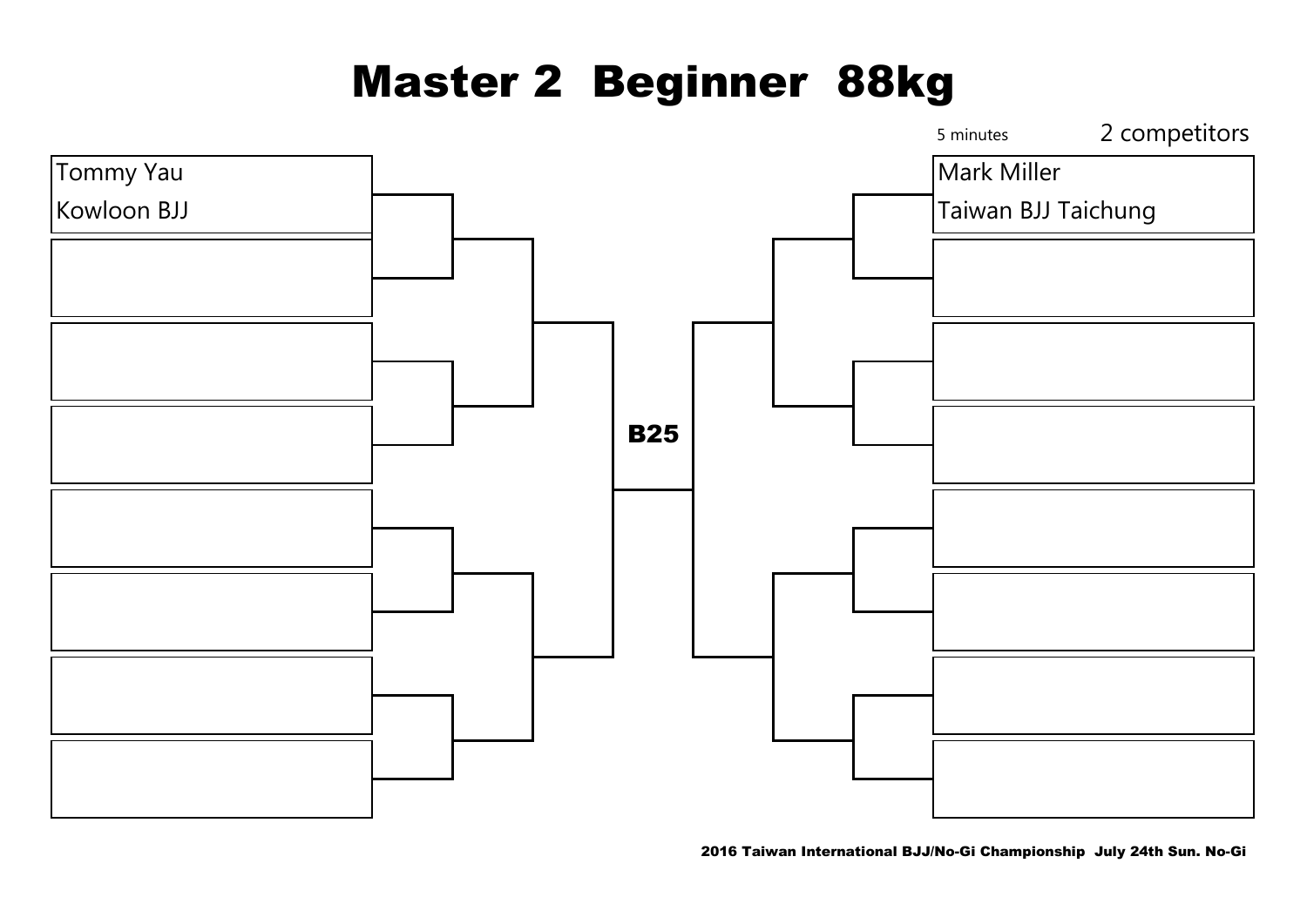# Master 2 Beginner 88kg

5 minutes

2 competitors

Tommy Yau
Kowloon BJJ

Mark Miller
Taiwan BJJ Taichung

B25

2016 Taiwan International BJJ/No-Gi Championship July 24th Sun. No-Gi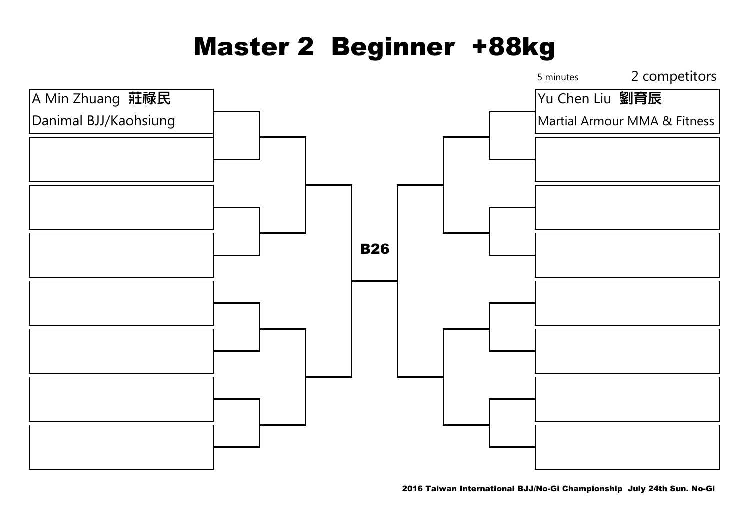# Master 2 Beginner +88kg

5 minutes

2 competitors

A Min Zhuang 莊祿民
Danimal BJJ/Kaohsiung

B26

Yu Chen Liu 劉育辰
Martial Armour MMA & Fitness

2016 Taiwan International BJJ/No-Gi Championship July 24th Sun. No-Gi